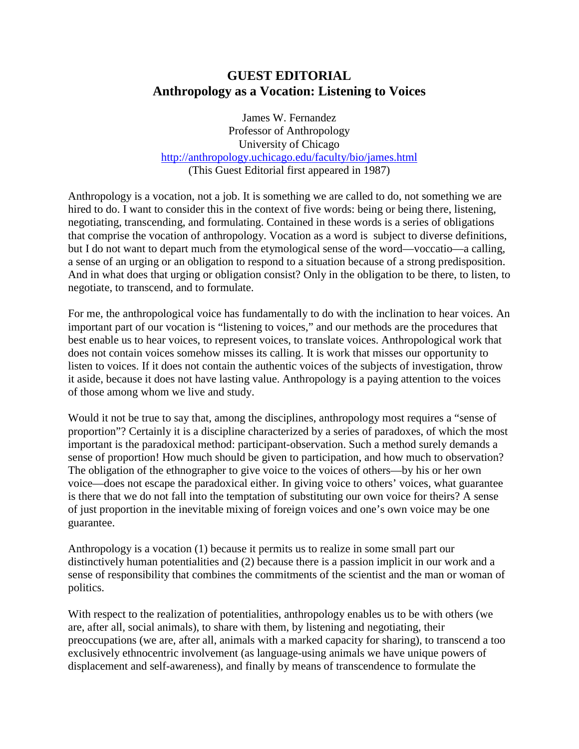# GUEST EDITORIAL
# Anthropology as a Vocation: Listening to Voices

James W. Fernandez
Professor of Anthropology
University of Chicago
http://anthropology.uchicago.edu/faculty/bio/james.html
(This Guest Editorial first appeared in 1987)

Anthropology is a vocation, not a job. It is something we are called to do, not something we are hired to do. I want to consider this in the context of five words: being or being there, listening, negotiating, transcending, and formulating. Contained in these words is a series of obligations that comprise the vocation of anthropology. Vocation as a word is subject to diverse definitions, but I do not want to depart much from the etymological sense of the word—voccatio—a calling, a sense of an urging or an obligation to respond to a situation because of a strong predisposition. And in what does that urging or obligation consist? Only in the obligation to be there, to listen, to negotiate, to transcend, and to formulate.

For me, the anthropological voice has fundamentally to do with the inclination to hear voices. An important part of our vocation is "listening to voices," and our methods are the procedures that best enable us to hear voices, to represent voices, to translate voices. Anthropological work that does not contain voices somehow misses its calling. It is work that misses our opportunity to listen to voices. If it does not contain the authentic voices of the subjects of investigation, throw it aside, because it does not have lasting value. Anthropology is a paying attention to the voices of those among whom we live and study.

Would it not be true to say that, among the disciplines, anthropology most requires a "sense of proportion"? Certainly it is a discipline characterized by a series of paradoxes, of which the most important is the paradoxical method: participant-observation. Such a method surely demands a sense of proportion! How much should be given to participation, and how much to observation? The obligation of the ethnographer to give voice to the voices of others—by his or her own voice—does not escape the paradoxical either. In giving voice to others' voices, what guarantee is there that we do not fall into the temptation of substituting our own voice for theirs? A sense of just proportion in the inevitable mixing of foreign voices and one's own voice may be one guarantee.

Anthropology is a vocation (1) because it permits us to realize in some small part our distinctively human potentialities and (2) because there is a passion implicit in our work and a sense of responsibility that combines the commitments of the scientist and the man or woman of politics.

With respect to the realization of potentialities, anthropology enables us to be with others (we are, after all, social animals), to share with them, by listening and negotiating, their preoccupations (we are, after all, animals with a marked capacity for sharing), to transcend a too exclusively ethnocentric involvement (as language-using animals we have unique powers of displacement and self-awareness), and finally by means of transcendence to formulate the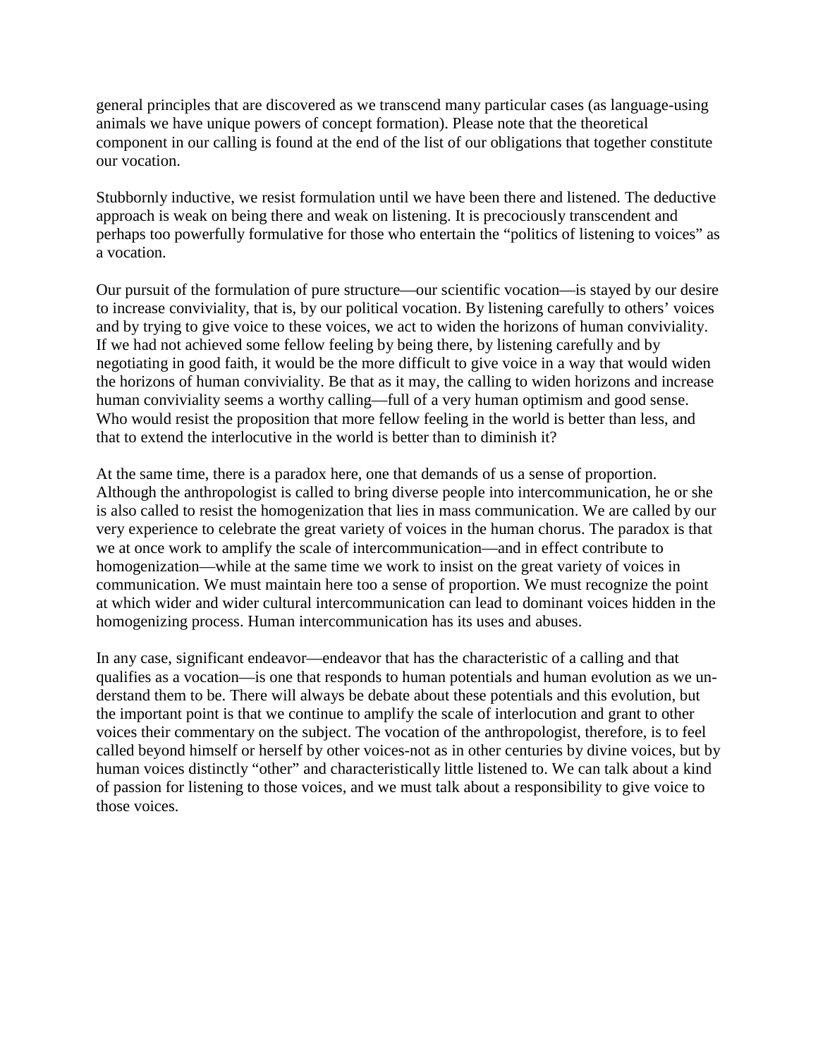general principles that are discovered as we transcend many particular cases (as language-using animals we have unique powers of concept formation). Please note that the theoretical component in our calling is found at the end of the list of our obligations that together constitute our vocation.

Stubbornly inductive, we resist formulation until we have been there and listened. The deductive approach is weak on being there and weak on listening. It is precociously transcendent and perhaps too powerfully formulative for those who entertain the "politics of listening to voices" as a vocation.

Our pursuit of the formulation of pure structure—our scientific vocation—is stayed by our desire to increase conviviality, that is, by our political vocation. By listening carefully to others' voices and by trying to give voice to these voices, we act to widen the horizons of human conviviality. If we had not achieved some fellow feeling by being there, by listening carefully and by negotiating in good faith, it would be the more difficult to give voice in a way that would widen the horizons of human conviviality. Be that as it may, the calling to widen horizons and increase human conviviality seems a worthy calling—full of a very human optimism and good sense. Who would resist the proposition that more fellow feeling in the world is better than less, and that to extend the interlocutive in the world is better than to diminish it?

At the same time, there is a paradox here, one that demands of us a sense of proportion. Although the anthropologist is called to bring diverse people into intercommunication, he or she is also called to resist the homogenization that lies in mass communication. We are called by our very experience to celebrate the great variety of voices in the human chorus. The paradox is that we at once work to amplify the scale of intercommunication—and in effect contribute to homogenization—while at the same time we work to insist on the great variety of voices in communication. We must maintain here too a sense of proportion. We must recognize the point at which wider and wider cultural intercommunication can lead to dominant voices hidden in the homogenizing process. Human intercommunication has its uses and abuses.

In any case, significant endeavor—endeavor that has the characteristic of a calling and that qualifies as a vocation—is one that responds to human potentials and human evolution as we understand them to be. There will always be debate about these potentials and this evolution, but the important point is that we continue to amplify the scale of interlocution and grant to other voices their commentary on the subject. The vocation of the anthropologist, therefore, is to feel called beyond himself or herself by other voices-not as in other centuries by divine voices, but by human voices distinctly "other" and characteristically little listened to. We can talk about a kind of passion for listening to those voices, and we must talk about a responsibility to give voice to those voices.